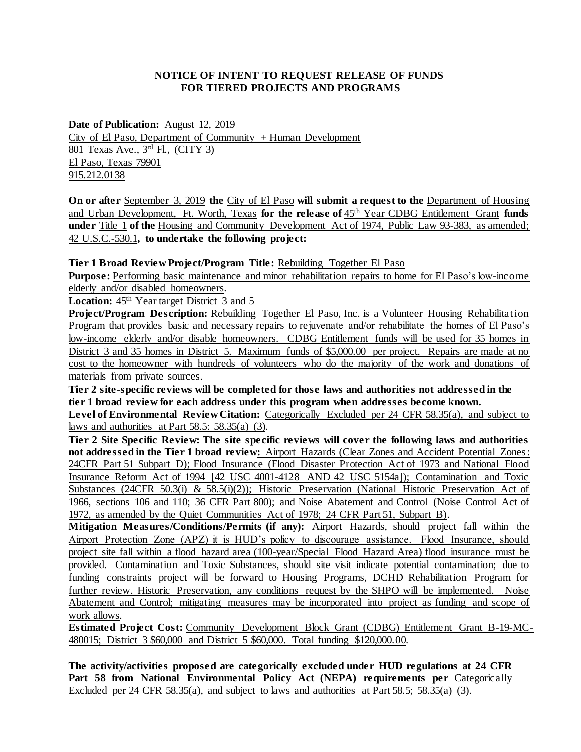# NOTICE OF INTENT TO REQUEST RELEASE OF FUNDS FOR TIERED PROJECTS AND PROGRAMS

**Date of Publication:** August 12, 2019
City of El Paso, Department of Community + Human Development
801 Texas Ave., 3rd Fl., (CITY 3)
El Paso, Texas 79901
915.212.0138

**On or after** September 3, 2019 **the** City of El Paso **will submit a request to the** Department of Housing and Urban Development, Ft. Worth, Texas **for the release of** 45th Year CDBG Entitlement Grant **funds under** Title 1 **of the** Housing and Community Development Act of 1974, Public Law 93-383, as amended; 42 U.S.C.-530.1**, to undertake the following project:**

**Tier 1 Broad Review Project/Program Title:** Rebuilding Together El Paso
**Purpose:** Performing basic maintenance and minor rehabilitation repairs to home for El Paso's low-income elderly and/or disabled homeowners.
**Location:** 45th Year target District 3 and 5
**Project/Program Description:** Rebuilding Together El Paso, Inc. is a Volunteer Housing Rehabilitation Program that provides basic and necessary repairs to rejuvenate and/or rehabilitate the homes of El Paso's low-income elderly and/or disable homeowners. CDBG Entitlement funds will be used for 35 homes in District 3 and 35 homes in District 5. Maximum funds of $5,000.00 per project. Repairs are made at no cost to the homeowner with hundreds of volunteers who do the majority of the work and donations of materials from private sources.
**Tier 2 site-specific reviews will be completed for those laws and authorities not addressed in the tier 1 broad review for each address under this program when addresses become known.**
**Level of Environmental Review Citation:** Categorically Excluded per 24 CFR 58.35(a), and subject to laws and authorities at Part 58.5: 58.35(a) (3).
**Tier 2 Site Specific Review: The site specific reviews will cover the following laws and authorities not addressed in the Tier 1 broad review:** Airport Hazards (Clear Zones and Accident Potential Zones: 24CFR Part 51 Subpart D); Flood Insurance (Flood Disaster Protection Act of 1973 and National Flood Insurance Reform Act of 1994 [42 USC 4001-4128 AND 42 USC 5154a]); Contamination and Toxic Substances (24CFR 50.3(i) & 58.5(i)(2)); Historic Preservation (National Historic Preservation Act of 1966, sections 106 and 110; 36 CFR Part 800); and Noise Abatement and Control (Noise Control Act of 1972, as amended by the Quiet Communities Act of 1978; 24 CFR Part 51, Subpart B).
**Mitigation Measures/Conditions/Permits (if any):** Airport Hazards, should project fall within the Airport Protection Zone (APZ) it is HUD's policy to discourage assistance. Flood Insurance, should project site fall within a flood hazard area (100-year/Special Flood Hazard Area) flood insurance must be provided. Contamination and Toxic Substances, should site visit indicate potential contamination; due to funding constraints project will be forward to Housing Programs, DCHD Rehabilitation Program for further review. Historic Preservation, any conditions request by the SHPO will be implemented. Noise Abatement and Control; mitigating measures may be incorporated into project as funding and scope of work allows.
**Estimated Project Cost:** Community Development Block Grant (CDBG) Entitlement Grant B-19-MC-480015; District 3 $60,000 and District 5 $60,000. Total funding $120,000.00.

**The activity/activities proposed are categorically excluded under HUD regulations at 24 CFR Part 58 from National Environmental Policy Act (NEPA) requirements per** Categorically Excluded per 24 CFR 58.35(a), and subject to laws and authorities at Part 58.5; 58.35(a) (3).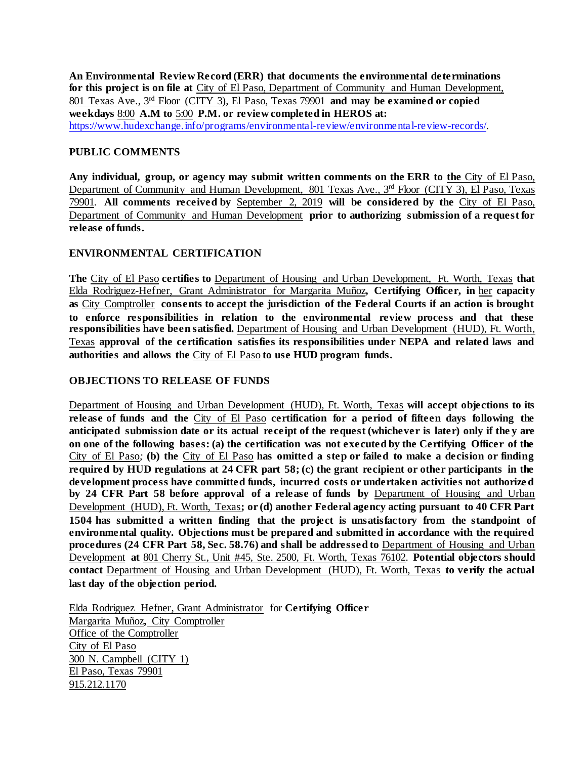**An Environmental Review Record (ERR) that documents the environmental determinations for this project is on file at** City of El Paso, Department of Community and Human Development, 801 Texas Ave., 3rd Floor (CITY 3), El Paso, Texas 79901 **and may be examined or copied weekdays** 8:00 **A.M to** 5:00 **P.M. or review completed in HEROS at:** https://www.hudexchange.info/programs/environmental-review/environmental-review-records/.

## PUBLIC COMMENTS

**Any individual, group, or agency may submit written comments on the ERR to the** City of El Paso, Department of Community and Human Development, 801 Texas Ave., 3rd Floor (CITY 3), El Paso, Texas 79901. **All comments received by** September 2, 2019 **will be considered by the** City of El Paso, Department of Community and Human Development **prior to authorizing submission of a request for release of funds.**

## ENVIRONMENTAL CERTIFICATION

**The** City of El Paso **certifies to** Department of Housing and Urban Development, Ft. Worth, Texas **that** Elda Rodriguez-Hefner, Grant Administrator for Margarita Muñoz**, Certifying Officer, in** her **capacity as** City Comptroller **consents to accept the jurisdiction of the Federal Courts if an action is brought to enforce responsibilities in relation to the environmental review process and that these responsibilities have been satisfied.** Department of Housing and Urban Development (HUD), Ft. Worth, Texas **approval of the certification satisfies its responsibilities under NEPA and related laws and authorities and allows the** City of El Paso **to use HUD program funds.**

## OBJECTIONS TO RELEASE OF FUNDS

Department of Housing and Urban Development (HUD), Ft. Worth, Texas **will accept objections to its release of funds and the** City of El Paso **certification for a period of fifteen days following the anticipated submission date or its actual receipt of the request (whichever is later) only if they are on one of the following bases: (a) the certification was not executed by the Certifying Officer of the** City of El Paso; **(b) the** City of El Paso **has omitted a step or failed to make a decision or finding required by HUD regulations at 24 CFR part 58; (c) the grant recipient or other participants in the development process have committed funds, incurred costs or undertaken activities not authorized by 24 CFR Part 58 before approval of a release of funds by** Department of Housing and Urban Development (HUD), Ft. Worth, Texas**; or (d) another Federal agency acting pursuant to 40 CFR Part 1504 has submitted a written finding that the project is unsatisfactory from the standpoint of environmental quality. Objections must be prepared and submitted in accordance with the required procedures (24 CFR Part 58, Sec. 58.76) and shall be addressed to** Department of Housing and Urban Development **at** 801 Cherry St., Unit #45, Ste. 2500, Ft. Worth, Texas 76102. **Potential objectors should contact** Department of Housing and Urban Development (HUD), Ft. Worth, Texas **to verify the actual last day of the objection period.**

Elda Rodriguez Hefner, Grant Administrator for **Certifying Officer**  
Margarita Muñoz**,** City Comptroller  
Office of the Comptroller  
City of El Paso  
300 N. Campbell (CITY 1)  
El Paso, Texas 79901  
915.212.1170